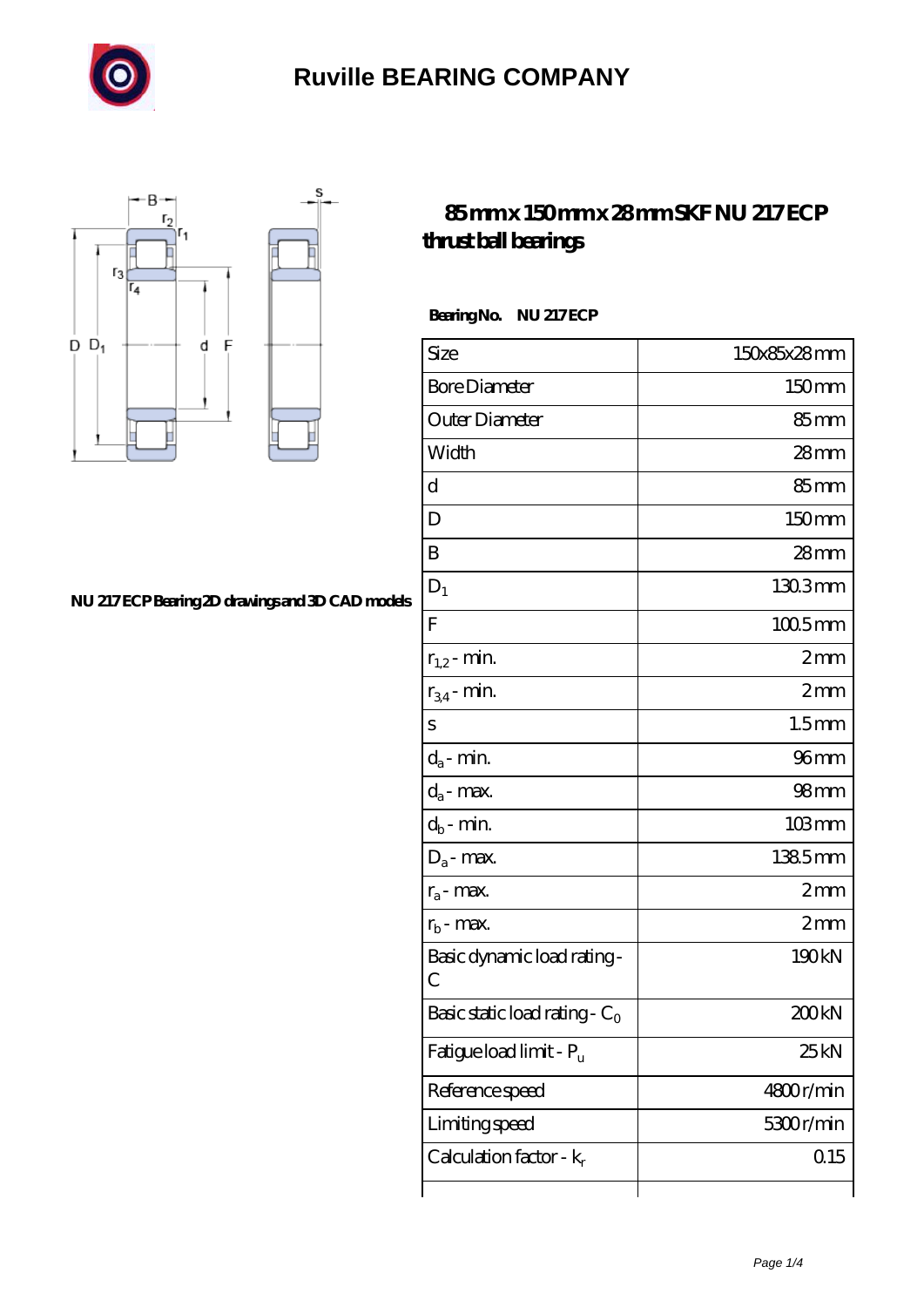# Ruville BEARING COMPANY

## 85 mm x 150 mm x 28 mm SKF NU 217 ECP thrust ball bearings

NU 217 ECP Bearing 2D drawings and 3D CAD models

**Bearing No. NU 217 ECP**

| Size | 150x85x28 mm |
|---|---|
| Bore Diameter | 150 mm |
| Outer Diameter | 85 mm |
| Width | 28 mm |
| d | 85 mm |
| D | 150 mm |
| B | 28 mm |
| $D_1$ | 130.3 mm |
| F | 100.5 mm |
| $r_{1,2}$ - min. | 2 mm |
| $r_{3,4}$ - min. | 2 mm |
| s | 1.5 mm |
| $d_a$ - min. | 96 mm |
| $d_a$ - max. | 98 mm |
| $d_b$ - min. | 103 mm |
| $D_a$ - max. | 138.5 mm |
| $r_a$ - max. | 2 mm |
| $r_b$ - max. | 2 mm |
| Basic dynamic load rating - C | 190 kN |
| Basic static load rating - $C_0$ | 200 kN |
| Fatigue load limit - $P_u$ | 25 kN |
| Reference speed | 4800 r/min |
| Limiting speed | 5300 r/min |
| Calculation factor - $k_r$ | 0.15 |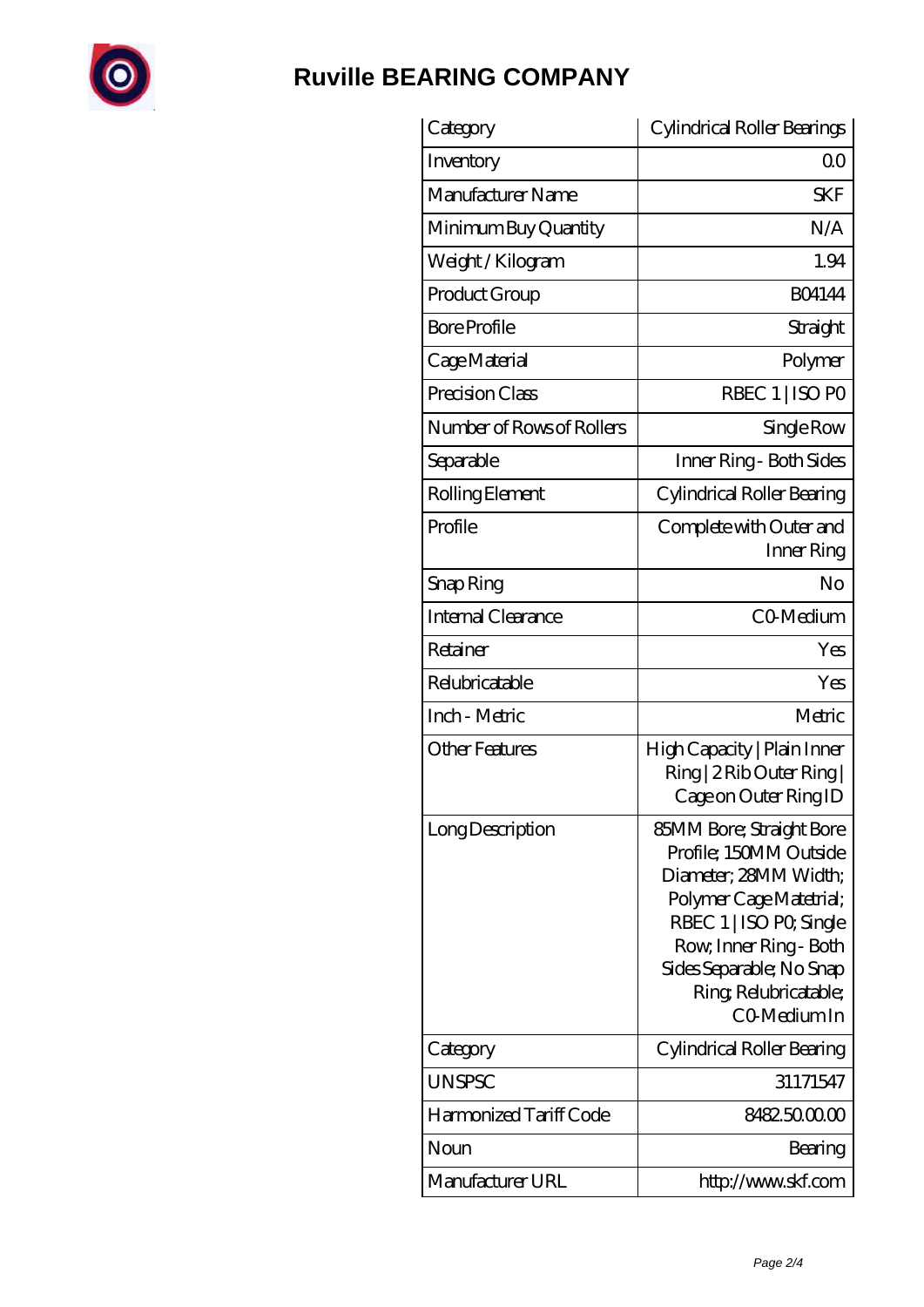# Ruville BEARING COMPANY

| Category | Cylindrical Roller Bearings |
| --- | --- |
| Inventory | 0.0 |
| Manufacturer Name | SKF |
| Minimum Buy Quantity | N/A |
| Weight / Kilogram | 1.94 |
| Product Group | B04144 |
| Bore Profile | Straight |
| Cage Material | Polymer |
| Precision Class | RBEC 1 \| ISO P0 |
| Number of Rows of Rollers | Single Row |
| Separable | Inner Ring - Both Sides |
| Rolling Element | Cylindrical Roller Bearing |
| Profile | Complete with Outer and Inner Ring |
| Snap Ring | No |
| Internal Clearance | C0-Medium |
| Retainer | Yes |
| Relubricatable | Yes |
| Inch - Metric | Metric |
| Other Features | High Capacity \| Plain Inner Ring \| 2 Rib Outer Ring \| Cage on Outer Ring ID |
| Long Description | 85MM Bore; Straight Bore Profile; 150MM Outside Diameter; 28MM Width; Polymer Cage Matetrial; RBEC 1 \| ISO P0; Single Row; Inner Ring - Both Sides Separable; No Snap Ring; Relubricatable; C0-Medium In |
| Category | Cylindrical Roller Bearing |
| UNSPSC | 31171547 |
| Harmonized Tariff Code | 8482.50.00.00 |
| Noun | Bearing |
| Manufacturer URL | http://www.skf.com |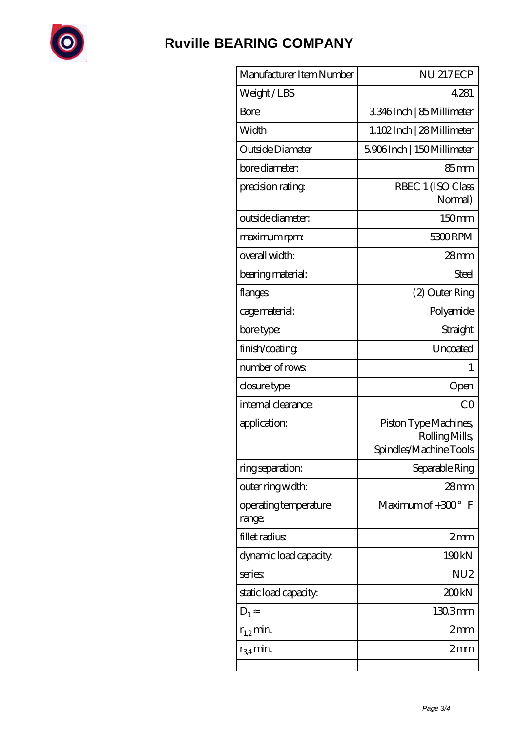# Ruville BEARING COMPANY

| Manufacturer Item Number | NU 217 ECP |
|---|---|
| Weight / LBS | 4.281 |
| Bore | 3.346 Inch \| 85 Millimeter |
| Width | 1.102 Inch \| 28 Millimeter |
| Outside Diameter | 5.906 Inch \| 150 Millimeter |
| bore diameter: | 85 mm |
| precision rating: | RBEC 1 (ISO Class Normal) |
| outside diameter: | 150 mm |
| maximum rpm: | 5300 RPM |
| overall width: | 28 mm |
| bearing material: | Steel |
| flanges: | (2) Outer Ring |
| cage material: | Polyamide |
| bore type: | Straight |
| finish/coating: | Uncoated |
| number of rows: | 1 |
| closure type: | Open |
| internal clearance: | C0 |
| application: | Piston Type Machines, Rolling Mills, Spindles/Machine Tools |
| ring separation: | Separable Ring |
| outer ring width: | 28 mm |
| operating temperature range: | Maximum of +300° F |
| fillet radius: | 2 mm |
| dynamic load capacity: | 190 kN |
| series: | NU2 |
| static load capacity: | 200 kN |
| $D_1 \approx$ | 130.3 mm |
| $r_{1,2}$ min. | 2 mm |
| $r_{3,4}$ min. | 2 mm |
| | |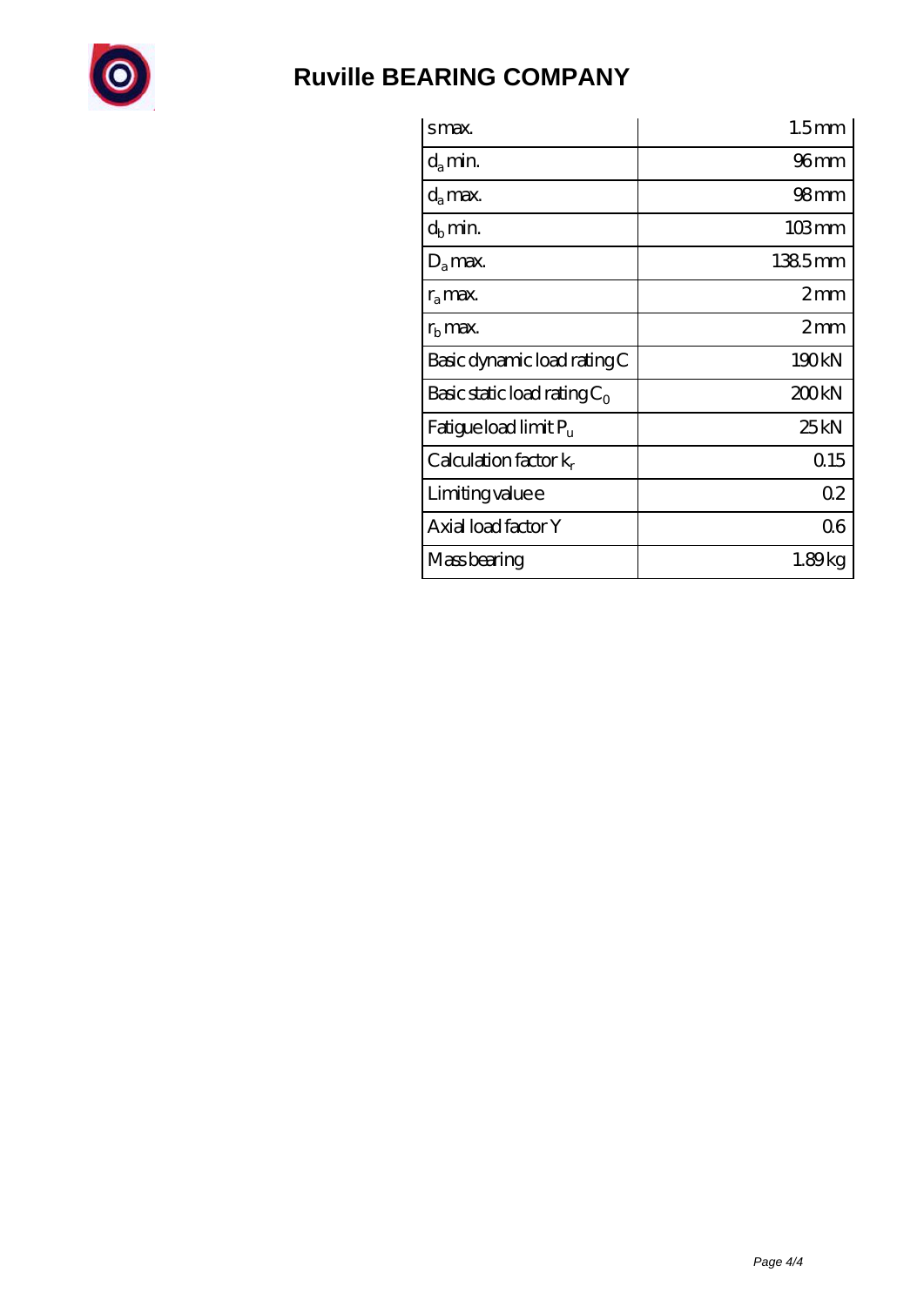# Ruville BEARING COMPANY

| | |
|---|---|
| s max. | 1.5 mm |
| $d_a$ min. | 96 mm |
| $d_a$ max. | 98 mm |
| $d_b$ min. | 103 mm |
| $D_a$ max. | 138.5 mm |
| $r_a$ max. | 2 mm |
| $r_b$ max. | 2 mm |
| Basic dynamic load rating C | 190 kN |
| Basic static load rating $C_0$ | 200 kN |
| Fatigue load limit $P_u$ | 25 kN |
| Calculation factor $k_r$ | 0.15 |
| Limiting value e | 0.2 |
| Axial load factor Y | 0.6 |
| Mass bearing | 1.89 kg |